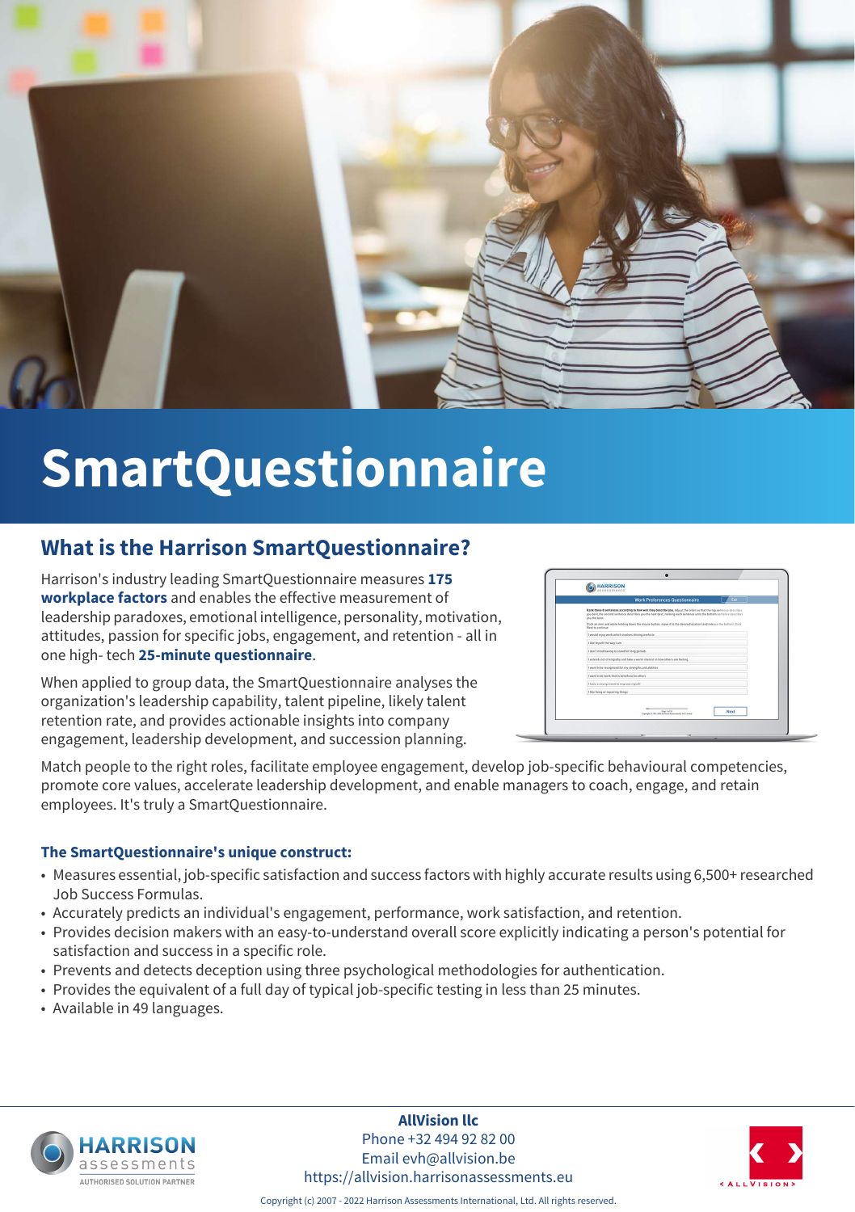# SmartQuestionnaire

## What is the Harrison SmartQuestionnaire?

Harrison's industry leading SmartQuestionnaire measures **175 workplace factors** and enables the effective measurement of leadership paradoxes, emotional intelligence, personality, motivation, attitudes, passion for specific jobs, engagement, and retention - all in one high- tech **25-minute questionnaire**.

When applied to group data, the SmartQuestionnaire analyses the organization's leadership capability, talent pipeline, likely talent retention rate, and provides actionable insights into company engagement, leadership development, and succession planning.

Match people to the right roles, facilitate employee engagement, develop job-specific behavioural competencies, promote core values, accelerate leadership development, and enable managers to coach, engage, and retain employees. It's truly a SmartQuestionnaire.

### The SmartQuestionnaire's unique construct:

- Measures essential, job-specific satisfaction and success factors with highly accurate results using 6,500+ researched Job Success Formulas.
- Accurately predicts an individual's engagement, performance, work satisfaction, and retention.
- Provides decision makers with an easy-to-understand overall score explicitly indicating a person's potential for satisfaction and success in a specific role.
- Prevents and detects deception using three psychological methodologies for authentication.
- Provides the equivalent of a full day of typical job-specific testing in less than 25 minutes.
- Available in 49 languages.

**AllVision llc**
Phone +32 494 92 82 00
Email evh@allvision.be
https://allvision.harrisonassessments.eu

Copyright (c) 2007 - 2022 Harrison Assessments International, Ltd. All rights reserved.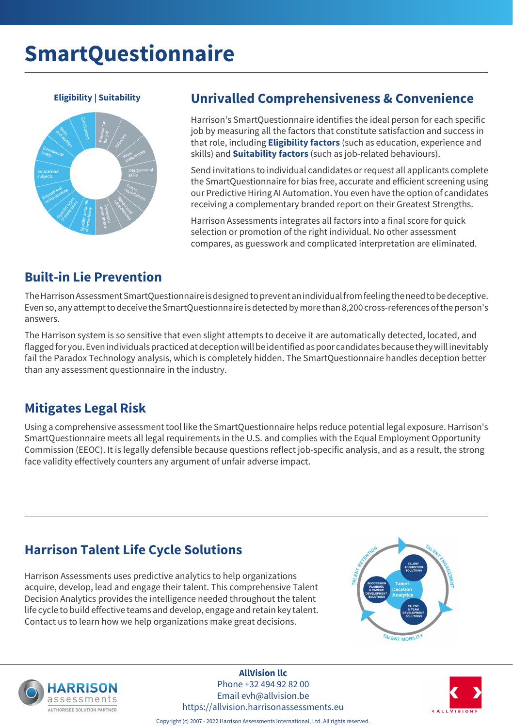# SmartQuestionnaire

**Eligibility | Suitability**

Certifications
Passion for the job
Interests
Work preferences
Interpersonal skills
Career expectations
Behavioural competencies
Behaviour under stress
Specific amounts of experience
Specific types of experience
Educational achievements
Educational subjects
Educational levels
Skills and abilities

## Unrivalled Comprehensiveness & Convenience

Harrison's SmartQuestionnaire identifies the ideal person for each specific job by measuring all the factors that constitute satisfaction and success in that role, including **Eligibility factors** (such as education, experience and skills) and **Suitability factors** (such as job-related behaviours).

Send invitations to individual candidates or request all applicants complete the SmartQuestionnaire for bias free, accurate and efficient screening using our Predictive Hiring AI Automation. You even have the option of candidates receiving a complementary branded report on their Greatest Strengths.

Harrison Assessments integrates all factors into a final score for quick selection or promotion of the right individual. No other assessment compares, as guesswork and complicated interpretation are eliminated.

## Built-in Lie Prevention

The Harrison Assessment SmartQuestionnaire is designed to prevent an individual from feeling the need to be deceptive. Even so, any attempt to deceive the SmartQuestionnaire is detected by more than 8,200 cross-references of the person's answers.

The Harrison system is so sensitive that even slight attempts to deceive it are automatically detected, located, and flagged for you. Even individuals practiced at deception will be identified as poor candidates because they will inevitably fail the Paradox Technology analysis, which is completely hidden. The SmartQuestionnaire handles deception better than any assessment questionnaire in the industry.

## Mitigates Legal Risk

Using a comprehensive assessment tool like the SmartQuestionnaire helps reduce potential legal exposure. Harrison's SmartQuestionnaire meets all legal requirements in the U.S. and complies with the Equal Employment Opportunity Commission (EEOC). It is legally defensible because questions reflect job-specific analysis, and as a result, the strong face validity effectively counters any argument of unfair adverse impact.

## Harrison Talent Life Cycle Solutions

Harrison Assessments uses predictive analytics to help organizations acquire, develop, lead and engage their talent. This comprehensive Talent Decision Analytics provides the intelligence needed throughout the talent life cycle to build effective teams and develop, engage and retain key talent. Contact us to learn how we help organizations make great decisions.

TALENT RETENTION
TALENT ENGAGEMENT
TALENT MOBILITY
TALENT ACQUISITION SOLUTIONS
Talent Decision Analytics
SUCCESSION PLANNING & CAREER DEVELOPMENT SOLUTIONS
TALENT & TEAM DEVELOPMENT SOLUTIONS

HARRISON assessments
AUTHORISED SOLUTION PARTNER

**AllVision llc**
Phone +32 494 92 82 00
Email evh@allvision.be
https://allvision.harrisonassessments.eu

< ALLVISION >

Copyright (c) 2007 - 2022 Harrison Assessments International, Ltd. All rights reserved.